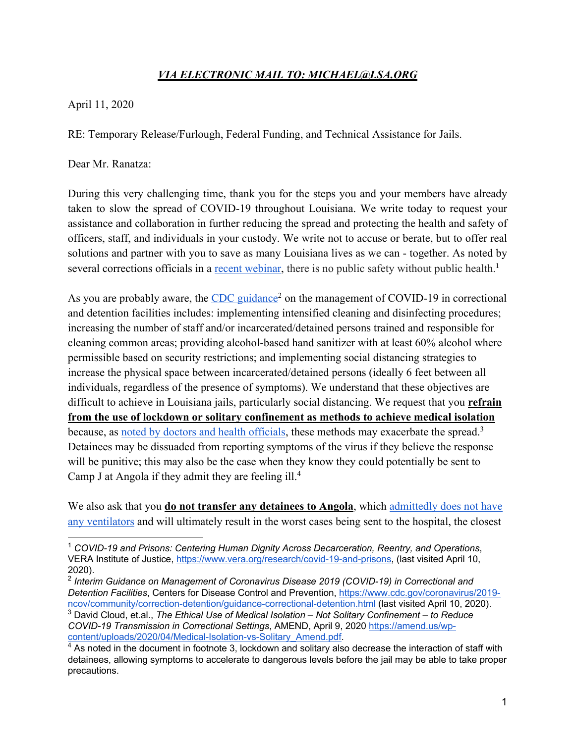***VIA ELECTRONIC MAIL TO: MICHAEL@LSA.ORG***

April 11, 2020

RE: Temporary Release/Furlough, Federal Funding, and Technical Assistance for Jails.

Dear Mr. Ranatza:

During this very challenging time, thank you for the steps you and your members have already taken to slow the spread of COVID-19 throughout Louisiana. We write today to request your assistance and collaboration in further reducing the spread and protecting the health and safety of officers, staff, and individuals in your custody. We write not to accuse or berate, but to offer real solutions and partner with you to save as many Louisiana lives as we can - together. As noted by several corrections officials in a recent webinar, there is no public safety without public health.[1]

As you are probably aware, the CDC guidance[2] on the management of COVID-19 in correctional and detention facilities includes: implementing intensified cleaning and disinfecting procedures; increasing the number of staff and/or incarcerated/detained persons trained and responsible for cleaning common areas; providing alcohol-based hand sanitizer with at least 60% alcohol where permissible based on security restrictions; and implementing social distancing strategies to increase the physical space between incarcerated/detained persons (ideally 6 feet between all individuals, regardless of the presence of symptoms). We understand that these objectives are difficult to achieve in Louisiana jails, particularly social distancing. We request that you **refrain from the use of lockdown or solitary confinement as methods to achieve medical isolation** because, as noted by doctors and health officials, these methods may exacerbate the spread.[3] Detainees may be dissuaded from reporting symptoms of the virus if they believe the response will be punitive; this may also be the case when they know they could potentially be sent to Camp J at Angola if they admit they are feeling ill.[4]

We also ask that you **do not transfer any detainees to Angola**, which admittedly does not have any ventilators and will ultimately result in the worst cases being sent to the hospital, the closest

---

[1] *COVID-19 and Prisons: Centering Human Dignity Across Decarceration, Reentry, and Operations*, VERA Institute of Justice, https://www.vera.org/research/covid-19-and-prisons, (last visited April 10, 2020).

[2] *Interim Guidance on Management of Coronavirus Disease 2019 (COVID-19) in Correctional and Detention Facilities*, Centers for Disease Control and Prevention, https://www.cdc.gov/coronavirus/2019-ncov/community/correction-detention/guidance-correctional-detention.html (last visited April 10, 2020).

[3] David Cloud, et.al., *The Ethical Use of Medical Isolation – Not Solitary Confinement – to Reduce COVID-19 Transmission in Correctional Settings*, AMEND, April 9, 2020 https://amend.us/wp-content/uploads/2020/04/Medical-Isolation-vs-Solitary_Amend.pdf.

[4] As noted in the document in footnote 3, lockdown and solitary also decrease the interaction of staff with detainees, allowing symptoms to accelerate to dangerous levels before the jail may be able to take proper precautions.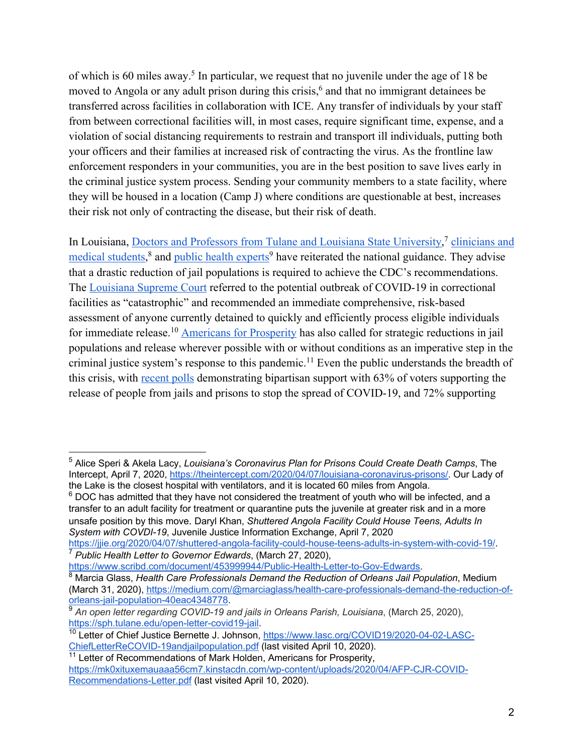of which is 60 miles away.[5] In particular, we request that no juvenile under the age of 18 be moved to Angola or any adult prison during this crisis,[6] and that no immigrant detainees be transferred across facilities in collaboration with ICE. Any transfer of individuals by your staff from between correctional facilities will, in most cases, require significant time, expense, and a violation of social distancing requirements to restrain and transport ill individuals, putting both your officers and their families at increased risk of contracting the virus. As the frontline law enforcement responders in your communities, you are in the best position to save lives early in the criminal justice system process. Sending your community members to a state facility, where they will be housed in a location (Camp J) where conditions are questionable at best, increases their risk not only of contracting the disease, but their risk of death.

In Louisiana, Doctors and Professors from Tulane and Louisiana State University,[7] clinicians and medical students,[8] and public health experts[9] have reiterated the national guidance. They advise that a drastic reduction of jail populations is required to achieve the CDC's recommendations. The Louisiana Supreme Court referred to the potential outbreak of COVID-19 in correctional facilities as "catastrophic" and recommended an immediate comprehensive, risk-based assessment of anyone currently detained to quickly and efficiently process eligible individuals for immediate release.[10] Americans for Prosperity has also called for strategic reductions in jail populations and release wherever possible with or without conditions as an imperative step in the criminal justice system's response to this pandemic.[11] Even the public understands the breadth of this crisis, with recent polls demonstrating bipartisan support with 63% of voters supporting the release of people from jails and prisons to stop the spread of COVID-19, and 72% supporting

---

[5] Alice Speri & Akela Lacy, *Louisiana's Coronavirus Plan for Prisons Could Create Death Camps*, The Intercept, April 7, 2020, https://theintercept.com/2020/04/07/louisiana-coronavirus-prisons/. Our Lady of the Lake is the closest hospital with ventilators, and it is located 60 miles from Angola.

[6] DOC has admitted that they have not considered the treatment of youth who will be infected, and a transfer to an adult facility for treatment or quarantine puts the juvenile at greater risk and in a more unsafe position by this move. Daryl Khan, *Shuttered Angola Facility Could House Teens, Adults In System with COVDI-19*, Juvenile Justice Information Exchange, April 7, 2020 https://jjie.org/2020/04/07/shuttered-angola-facility-could-house-teens-adults-in-system-with-covid-19/.

[7] *Public Health Letter to Governor Edwards*, (March 27, 2020), https://www.scribd.com/document/453999944/Public-Health-Letter-to-Gov-Edwards.

[8] Marcia Glass, *Health Care Professionals Demand the Reduction of Orleans Jail Population*, Medium (March 31, 2020), https://medium.com/@marciaglass/health-care-professionals-demand-the-reduction-of-orleans-jail-population-40eac4348778.

[9] *An open letter regarding COVID-19 and jails in Orleans Parish, Louisiana*, (March 25, 2020), https://sph.tulane.edu/open-letter-covid19-jail.

[10] Letter of Chief Justice Bernette J. Johnson, https://www.lasc.org/COVID19/2020-04-02-LASC-ChiefLetterReCOVID-19andjailpopulation.pdf (last visited April 10, 2020).

[11] Letter of Recommendations of Mark Holden, Americans for Prosperity, https://mk0xituxemauaaa56cm7.kinstacdn.com/wp-content/uploads/2020/04/AFP-CJR-COVID-Recommendations-Letter.pdf (last visited April 10, 2020).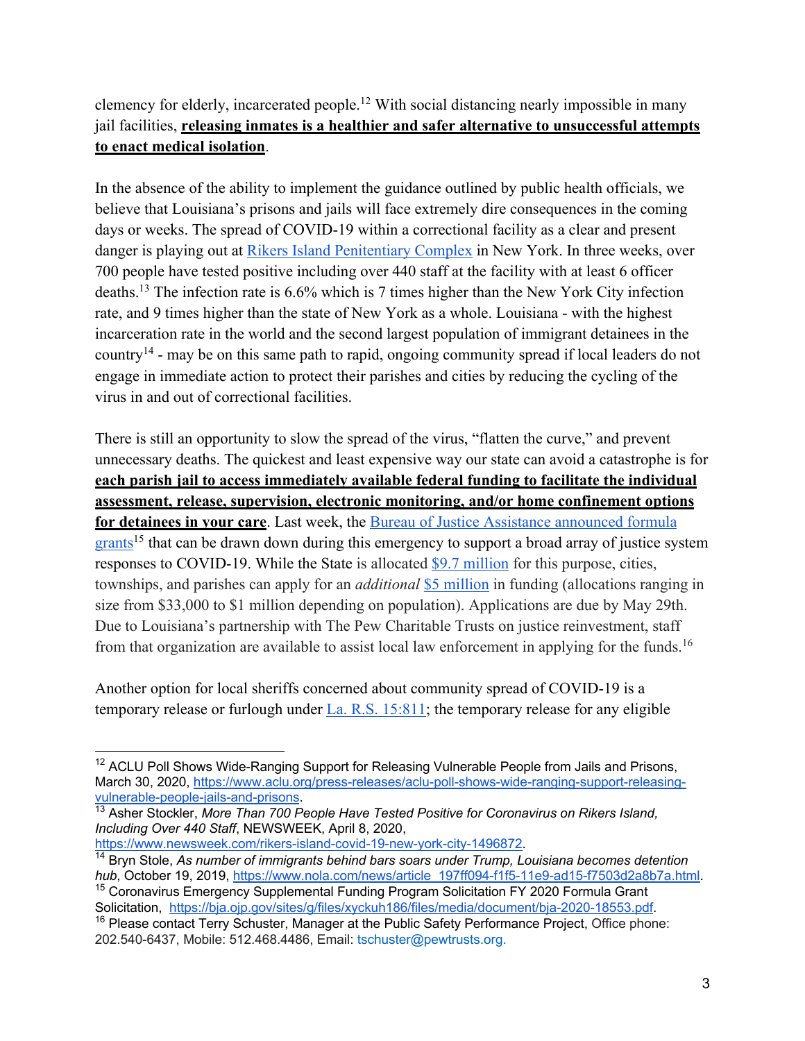clemency for elderly, incarcerated people.[12] With social distancing nearly impossible in many jail facilities, **releasing inmates is a healthier and safer alternative to unsuccessful attempts to enact medical isolation**.

In the absence of the ability to implement the guidance outlined by public health officials, we believe that Louisiana's prisons and jails will face extremely dire consequences in the coming days or weeks. The spread of COVID-19 within a correctional facility as a clear and present danger is playing out at Rikers Island Penitentiary Complex in New York. In three weeks, over 700 people have tested positive including over 440 staff at the facility with at least 6 officer deaths.[13] The infection rate is 6.6% which is 7 times higher than the New York City infection rate, and 9 times higher than the state of New York as a whole. Louisiana - with the highest incarceration rate in the world and the second largest population of immigrant detainees in the country[14] - may be on this same path to rapid, ongoing community spread if local leaders do not engage in immediate action to protect their parishes and cities by reducing the cycling of the virus in and out of correctional facilities.

There is still an opportunity to slow the spread of the virus, "flatten the curve," and prevent unnecessary deaths. The quickest and least expensive way our state can avoid a catastrophe is for **each parish jail to access immediately available federal funding to facilitate the individual assessment, release, supervision, electronic monitoring, and/or home confinement options for detainees in your care**. Last week, the Bureau of Justice Assistance announced formula grants[15] that can be drawn down during this emergency to support a broad array of justice system responses to COVID-19. While the State is allocated $9.7 million for this purpose, cities, townships, and parishes can apply for an *additional* $5 million in funding (allocations ranging in size from $33,000 to $1 million depending on population). Applications are due by May 29th. Due to Louisiana's partnership with The Pew Charitable Trusts on justice reinvestment, staff from that organization are available to assist local law enforcement in applying for the funds.[16]

Another option for local sheriffs concerned about community spread of COVID-19 is a temporary release or furlough under La. R.S. 15:811; the temporary release for any eligible

[12] ACLU Poll Shows Wide-Ranging Support for Releasing Vulnerable People from Jails and Prisons, March 30, 2020, https://www.aclu.org/press-releases/aclu-poll-shows-wide-ranging-support-releasing-vulnerable-people-jails-and-prisons.

[13] Asher Stockler, *More Than 700 People Have Tested Positive for Coronavirus on Rikers Island, Including Over 440 Staff*, NEWSWEEK, April 8, 2020, https://www.newsweek.com/rikers-island-covid-19-new-york-city-1496872.

[14] Bryn Stole, *As number of immigrants behind bars soars under Trump, Louisiana becomes detention hub*, October 19, 2019, https://www.nola.com/news/article_197ff094-f1f5-11e9-ad15-f7503d2a8b7a.html.

[15] Coronavirus Emergency Supplemental Funding Program Solicitation FY 2020 Formula Grant Solicitation, https://bja.ojp.gov/sites/g/files/xyckuh186/files/media/document/bja-2020-18553.pdf.

[16] Please contact Terry Schuster, Manager at the Public Safety Performance Project, Office phone: 202.540-6437, Mobile: 512.468.4486, Email: tschuster@pewtrusts.org.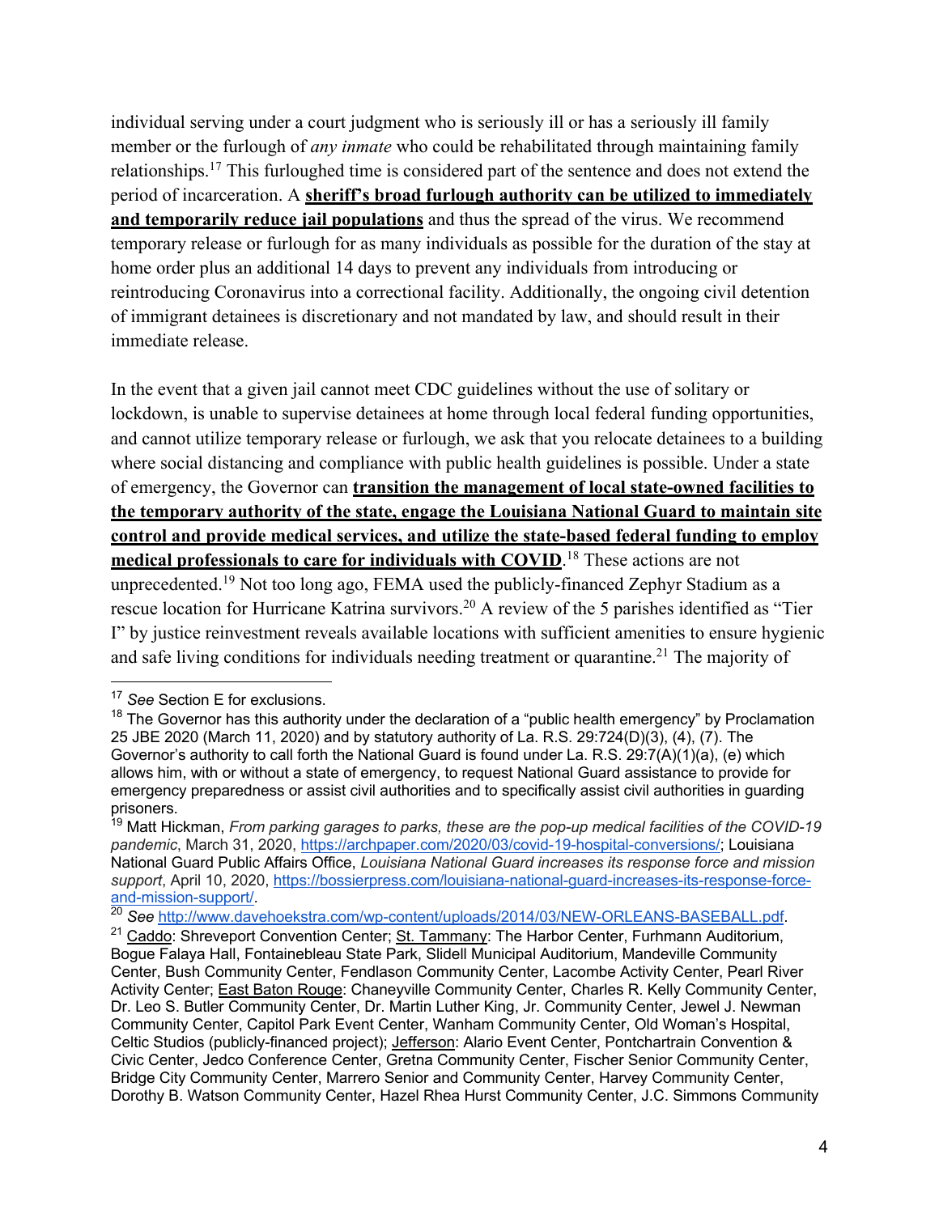individual serving under a court judgment who is seriously ill or has a seriously ill family member or the furlough of *any inmate* who could be rehabilitated through maintaining family relationships.[17] This furloughed time is considered part of the sentence and does not extend the period of incarceration. A **sheriff's broad furlough authority can be utilized to immediately and temporarily reduce jail populations** and thus the spread of the virus. We recommend temporary release or furlough for as many individuals as possible for the duration of the stay at home order plus an additional 14 days to prevent any individuals from introducing or reintroducing Coronavirus into a correctional facility. Additionally, the ongoing civil detention of immigrant detainees is discretionary and not mandated by law, and should result in their immediate release.

In the event that a given jail cannot meet CDC guidelines without the use of solitary or lockdown, is unable to supervise detainees at home through local federal funding opportunities, and cannot utilize temporary release or furlough, we ask that you relocate detainees to a building where social distancing and compliance with public health guidelines is possible. Under a state of emergency, the Governor can **transition the management of local state-owned facilities to the temporary authority of the state, engage the Louisiana National Guard to maintain site control and provide medical services, and utilize the state-based federal funding to employ medical professionals to care for individuals with COVID**.[18] These actions are not unprecedented.[19] Not too long ago, FEMA used the publicly-financed Zephyr Stadium as a rescue location for Hurricane Katrina survivors.[20] A review of the 5 parishes identified as "Tier I" by justice reinvestment reveals available locations with sufficient amenities to ensure hygienic and safe living conditions for individuals needing treatment or quarantine.[21] The majority of

---

[17] *See* Section E for exclusions.

[18] The Governor has this authority under the declaration of a "public health emergency" by Proclamation 25 JBE 2020 (March 11, 2020) and by statutory authority of La. R.S. 29:724(D)(3), (4), (7). The Governor's authority to call forth the National Guard is found under La. R.S. 29:7(A)(1)(a), (e) which allows him, with or without a state of emergency, to request National Guard assistance to provide for emergency preparedness or assist civil authorities and to specifically assist civil authorities in guarding prisoners.

[19] Matt Hickman, *From parking garages to parks, these are the pop-up medical facilities of the COVID-19 pandemic*, March 31, 2020, https://archpaper.com/2020/03/covid-19-hospital-conversions/; Louisiana National Guard Public Affairs Office, *Louisiana National Guard increases its response force and mission support*, April 10, 2020, https://bossierpress.com/louisiana-national-guard-increases-its-response-force-and-mission-support/.

[20] *See* http://www.davehoekstra.com/wp-content/uploads/2014/03/NEW-ORLEANS-BASEBALL.pdf.

[21] Caddo: Shreveport Convention Center; St. Tammany: The Harbor Center, Furhmann Auditorium, Bogue Falaya Hall, Fontainebleau State Park, Slidell Municipal Auditorium, Mandeville Community Center, Bush Community Center, Fendlason Community Center, Lacombe Activity Center, Pearl River Activity Center; East Baton Rouge: Chaneyville Community Center, Charles R. Kelly Community Center, Dr. Leo S. Butler Community Center, Dr. Martin Luther King, Jr. Community Center, Jewel J. Newman Community Center, Capitol Park Event Center, Wanham Community Center, Old Woman's Hospital, Celtic Studios (publicly-financed project); Jefferson: Alario Event Center, Pontchartrain Convention & Civic Center, Jedco Conference Center, Gretna Community Center, Fischer Senior Community Center, Bridge City Community Center, Marrero Senior and Community Center, Harvey Community Center, Dorothy B. Watson Community Center, Hazel Rhea Hurst Community Center, J.C. Simmons Community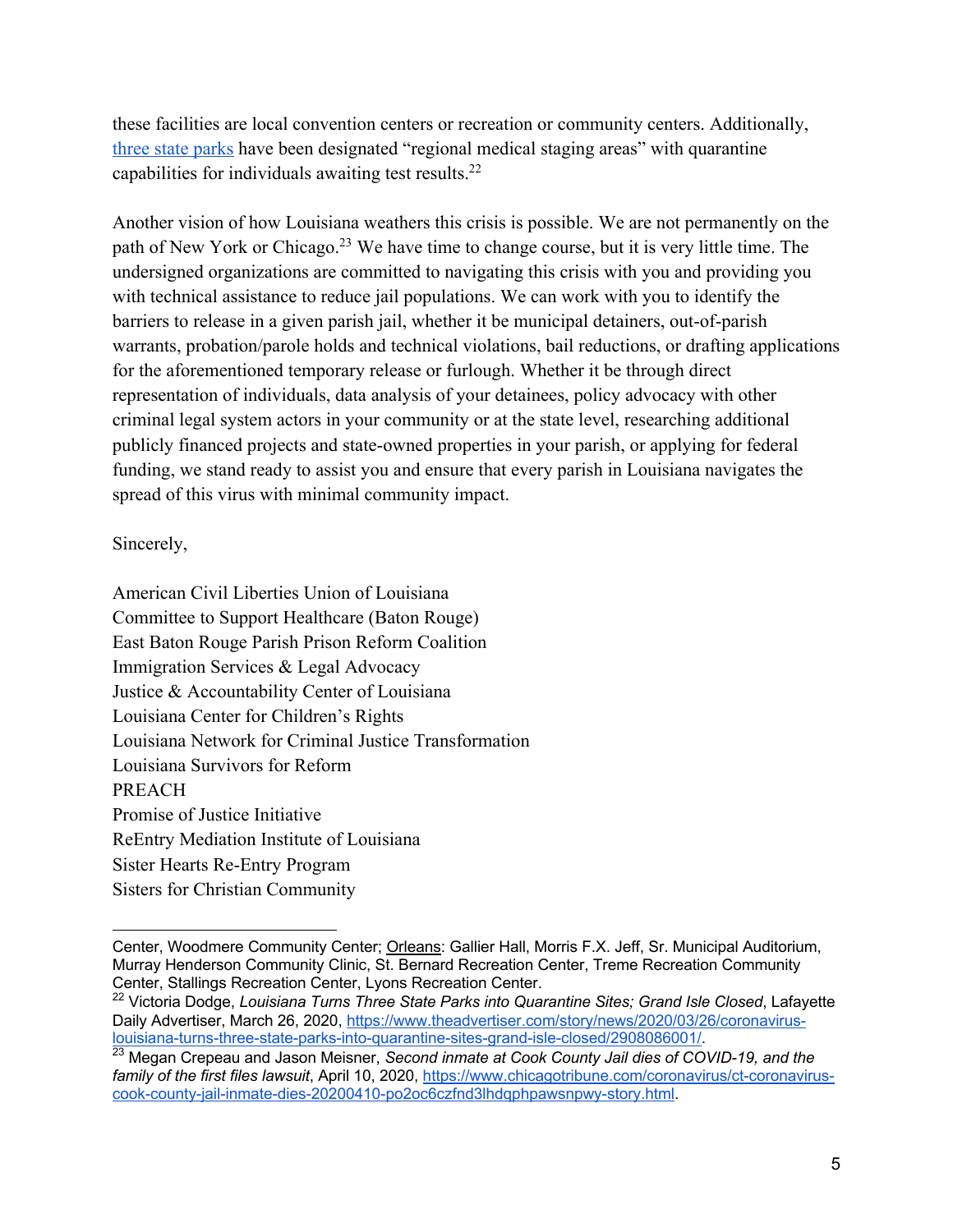these facilities are local convention centers or recreation or community centers. Additionally, [three state parks](https://www.theadvertiser.com/story/news/2020/03/26/coronavirus-louisiana-turns-three-state-parks-into-quarantine-sites-grand-isle-closed/2908086001/) have been designated "regional medical staging areas" with quarantine capabilities for individuals awaiting test results.[22]

Another vision of how Louisiana weathers this crisis is possible. We are not permanently on the path of New York or Chicago.[23] We have time to change course, but it is very little time. The undersigned organizations are committed to navigating this crisis with you and providing you with technical assistance to reduce jail populations. We can work with you to identify the barriers to release in a given parish jail, whether it be municipal detainers, out-of-parish warrants, probation/parole holds and technical violations, bail reductions, or drafting applications for the aforementioned temporary release or furlough. Whether it be through direct representation of individuals, data analysis of your detainees, policy advocacy with other criminal legal system actors in your community or at the state level, researching additional publicly financed projects and state-owned properties in your parish, or applying for federal funding, we stand ready to assist you and ensure that every parish in Louisiana navigates the spread of this virus with minimal community impact.

Sincerely,

American Civil Liberties Union of Louisiana
Committee to Support Healthcare (Baton Rouge)
East Baton Rouge Parish Prison Reform Coalition
Immigration Services & Legal Advocacy
Justice & Accountability Center of Louisiana
Louisiana Center for Children's Rights
Louisiana Network for Criminal Justice Transformation
Louisiana Survivors for Reform
PREACH
Promise of Justice Initiative
ReEntry Mediation Institute of Louisiana
Sister Hearts Re-Entry Program
Sisters for Christian Community

---

Center, Woodmere Community Center; <u>Orleans</u>: Gallier Hall, Morris F.X. Jeff, Sr. Municipal Auditorium, Murray Henderson Community Clinic, St. Bernard Recreation Center, Treme Recreation Community Center, Stallings Recreation Center, Lyons Recreation Center.

[22] Victoria Dodge, *Louisiana Turns Three State Parks into Quarantine Sites; Grand Isle Closed*, Lafayette Daily Advertiser, March 26, 2020, https://www.theadvertiser.com/story/news/2020/03/26/coronavirus-louisiana-turns-three-state-parks-into-quarantine-sites-grand-isle-closed/2908086001/.

[23] Megan Crepeau and Jason Meisner, *Second inmate at Cook County Jail dies of COVID-19, and the family of the first files lawsuit*, April 10, 2020, https://www.chicagotribune.com/coronavirus/ct-coronavirus-cook-county-jail-inmate-dies-20200410-po2oc6czfnd3lhdqphpawsnpwy-story.html.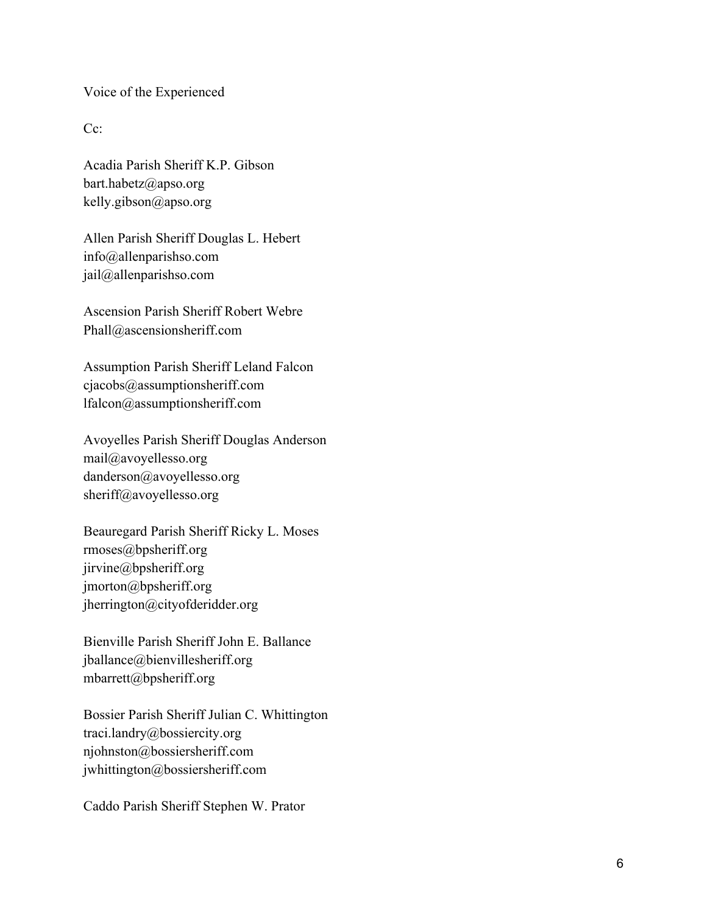Voice of the Experienced

Cc:

Acadia Parish Sheriff K.P. Gibson
bart.habetz@apso.org
kelly.gibson@apso.org

Allen Parish Sheriff Douglas L. Hebert
info@allenparishso.com
jail@allenparishso.com

Ascension Parish Sheriff Robert Webre
Phall@ascensionsheriff.com

Assumption Parish Sheriff Leland Falcon
cjacobs@assumptionsheriff.com
lfalcon@assumptionsheriff.com

Avoyelles Parish Sheriff Douglas Anderson
mail@avoyellesso.org
danderson@avoyellesso.org
sheriff@avoyellesso.org

Beauregard Parish Sheriff Ricky L. Moses
rmoses@bpsheriff.org
jirvine@bpsheriff.org
jmorton@bpsheriff.org
jherrington@cityofderidder.org

Bienville Parish Sheriff John E. Ballance
jballance@bienvillesheriff.org
mbarrett@bpsheriff.org

Bossier Parish Sheriff Julian C. Whittington
traci.landry@bossiercity.org
njohnston@bossiersheriff.com
jwhittington@bossiersheriff.com

Caddo Parish Sheriff Stephen W. Prator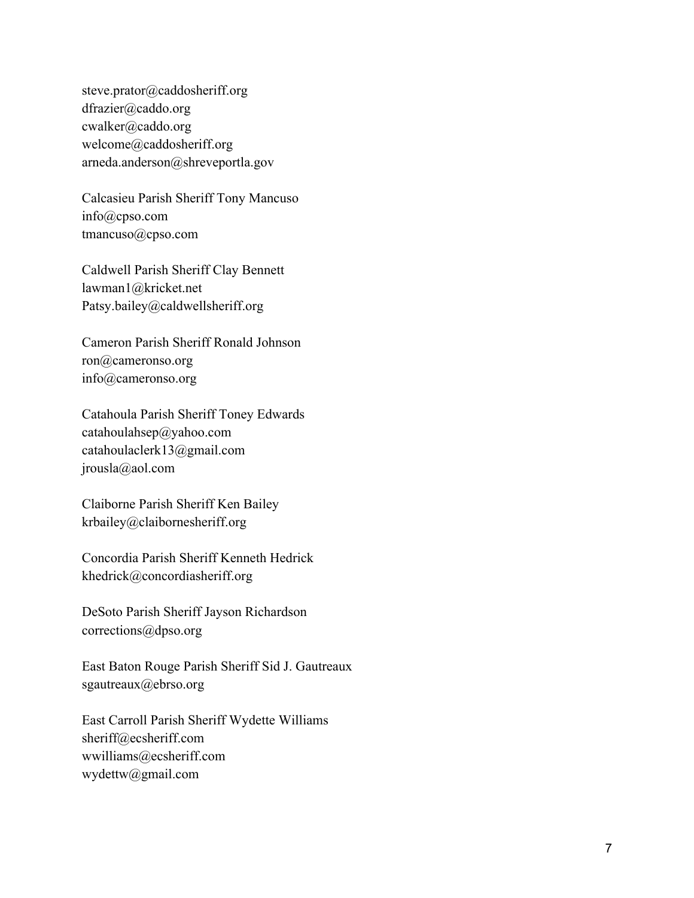steve.prator@caddosheriff.org
dfrazier@caddo.org
cwalker@caddo.org
welcome@caddosheriff.org
arneda.anderson@shreveportla.gov

Calcasieu Parish Sheriff Tony Mancuso
info@cpso.com
tmancuso@cpso.com

Caldwell Parish Sheriff Clay Bennett
lawman1@kricket.net
Patsy.bailey@caldwellsheriff.org

Cameron Parish Sheriff Ronald Johnson
ron@cameronso.org
info@cameronso.org

Catahoula Parish Sheriff Toney Edwards
catahoulahsep@yahoo.com
catahoulaclerk13@gmail.com
jrousla@aol.com

Claiborne Parish Sheriff Ken Bailey
krbailey@clairbornesheriff.org

Concordia Parish Sheriff Kenneth Hedrick
khedrick@concordiasheriff.org

DeSoto Parish Sheriff Jayson Richardson
corrections@dpso.org

East Baton Rouge Parish Sheriff Sid J. Gautreaux
sgautreaux@ebrso.org

East Carroll Parish Sheriff Wydette Williams
sheriff@ecsheriff.com
wwilliams@ecsheriff.com
wydettw@gmail.com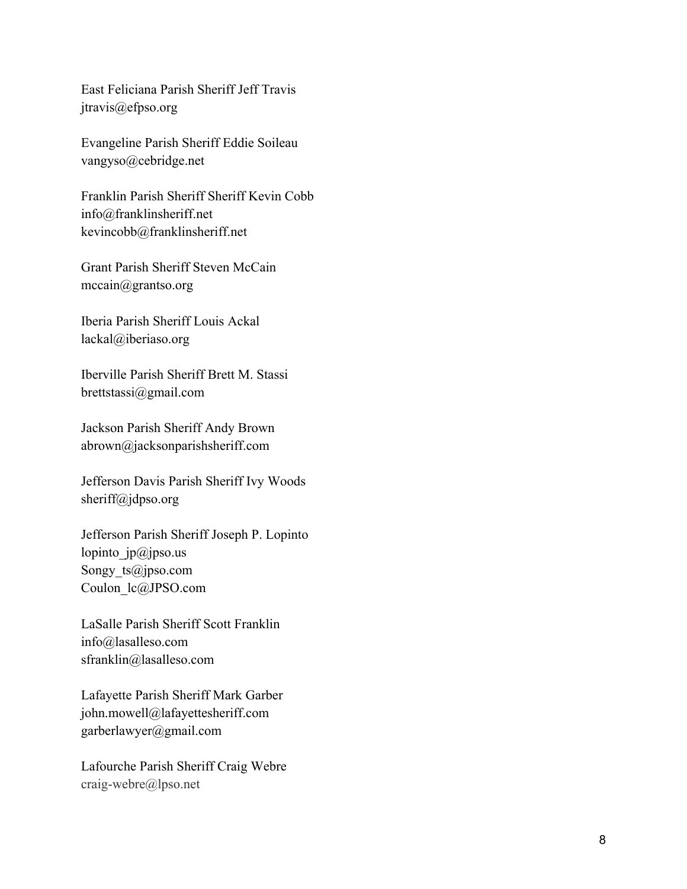East Feliciana Parish Sheriff Jeff Travis
jtravis@efpso.org

Evangeline Parish Sheriff Eddie Soileau
vangyso@cebridge.net

Franklin Parish Sheriff Sheriff Kevin Cobb
info@franklinsheriff.net
kevincobb@franklinsheriff.net

Grant Parish Sheriff Steven McCain
mccain@grantso.org

Iberia Parish Sheriff Louis Ackal
lackal@iberiaso.org

Iberville Parish Sheriff Brett M. Stassi
brettstassi@gmail.com

Jackson Parish Sheriff Andy Brown
abrown@jacksonparishsheriff.com

Jefferson Davis Parish Sheriff Ivy Woods
sheriff@jdpso.org

Jefferson Parish Sheriff Joseph P. Lopinto
lopinto_jp@jpso.us
Songy_ts@jpso.com
Coulon_lc@JPSO.com

LaSalle Parish Sheriff Scott Franklin
info@lasalleso.com
sfranklin@lasalleso.com

Lafayette Parish Sheriff Mark Garber
john.mowell@lafayettesheriff.com
garberlawyer@gmail.com

Lafourche Parish Sheriff Craig Webre
craig-webre@lpso.net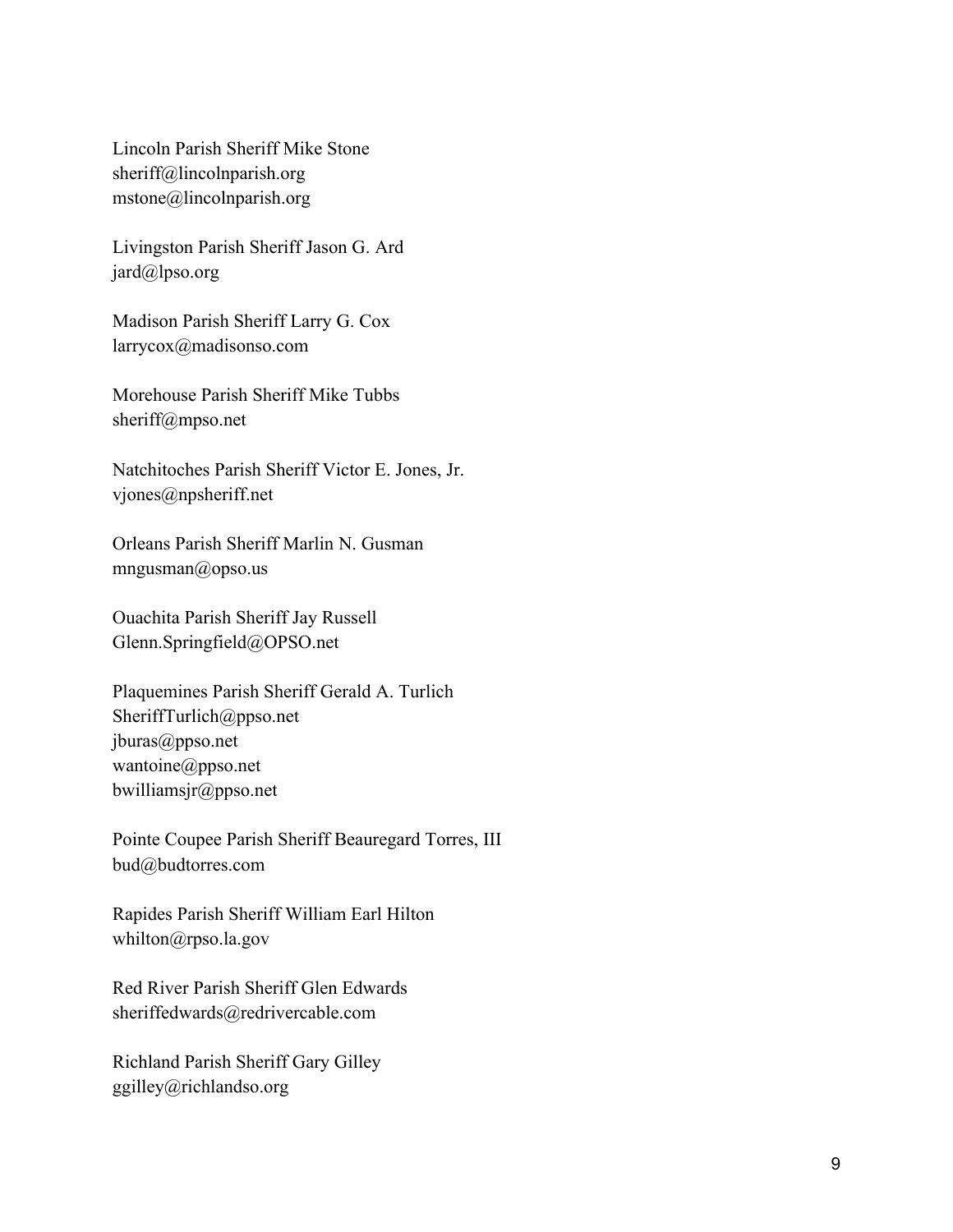Lincoln Parish Sheriff Mike Stone
sheriff@lincolnparish.org
mstone@lincolnparish.org

Livingston Parish Sheriff Jason G. Ard
jard@lpso.org

Madison Parish Sheriff Larry G. Cox
larrycox@madisonso.com

Morehouse Parish Sheriff Mike Tubbs
sheriff@mpso.net

Natchitoches Parish Sheriff Victor E. Jones, Jr.
vjones@npsheriff.net

Orleans Parish Sheriff Marlin N. Gusman
mngusman@opso.us

Ouachita Parish Sheriff Jay Russell
Glenn.Springfield@OPSO.net

Plaquemines Parish Sheriff Gerald A. Turlich
SheriffTurlich@ppso.net
jburas@ppso.net
wantoine@ppso.net
bwilliamsjr@ppso.net

Pointe Coupee Parish Sheriff Beauregard Torres, III
bud@budtorres.com

Rapides Parish Sheriff William Earl Hilton
whilton@rpso.la.gov

Red River Parish Sheriff Glen Edwards
sheriffedwards@redrivercable.com

Richland Parish Sheriff Gary Gilley
ggilley@richlandso.org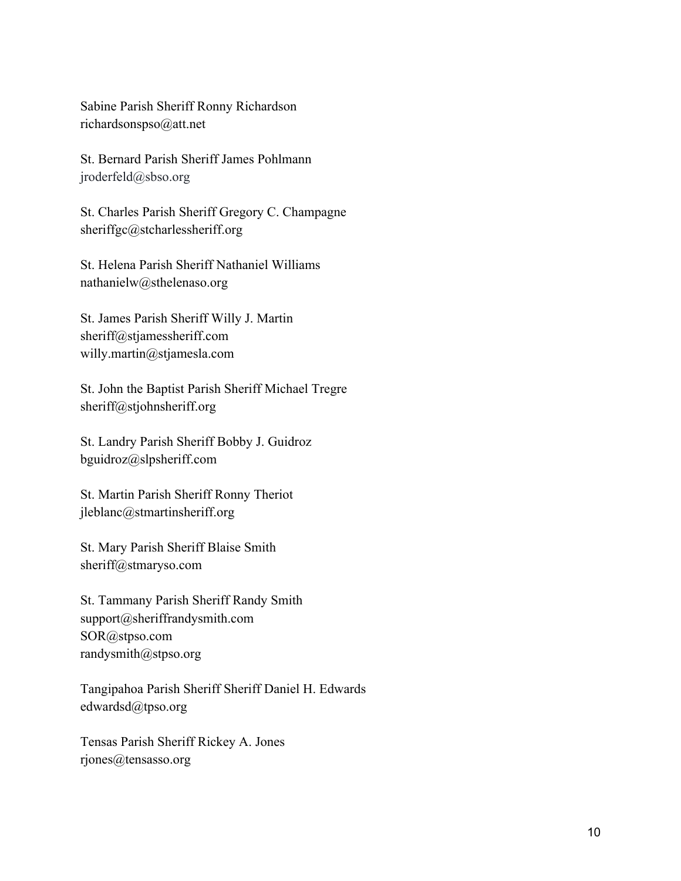Sabine Parish Sheriff Ronny Richardson
richardsonspso@att.net

St. Bernard Parish Sheriff James Pohlmann
jroderfeld@sbso.org

St. Charles Parish Sheriff Gregory C. Champagne
sheriffgc@stcharlessheriff.org

St. Helena Parish Sheriff Nathaniel Williams
nathanielw@sthelenaso.org

St. James Parish Sheriff Willy J. Martin
sheriff@stjamessheriff.com
willy.martin@stjamesla.com

St. John the Baptist Parish Sheriff Michael Tregre
sheriff@stjohnsheriff.org

St. Landry Parish Sheriff Bobby J. Guidroz
bguidroz@slpsheriff.com

St. Martin Parish Sheriff Ronny Theriot
jleblanc@stmartinsheriff.org

St. Mary Parish Sheriff Blaise Smith
sheriff@stmaryso.com

St. Tammany Parish Sheriff Randy Smith
support@sheriffrandysmith.com
SOR@stpso.com
randysmith@stpso.org

Tangipahoa Parish Sheriff Sheriff Daniel H. Edwards
edwardsd@tpso.org

Tensas Parish Sheriff Rickey A. Jones
rjones@tensasso.org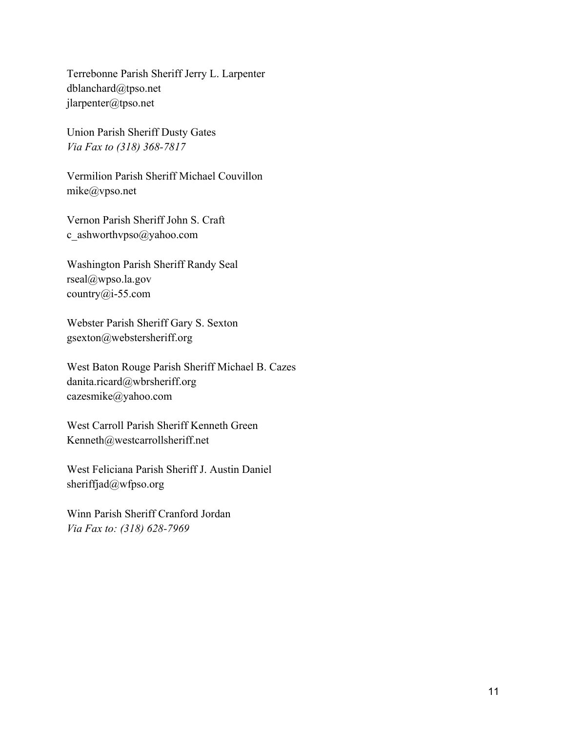Terrebonne Parish Sheriff Jerry L. Larpenter  
dblanchard@tpso.net  
jlarpenter@tpso.net

Union Parish Sheriff Dusty Gates  
*Via Fax to (318) 368-7817*

Vermilion Parish Sheriff Michael Couvillon  
mike@vpso.net

Vernon Parish Sheriff John S. Craft  
c_ashworthvpso@yahoo.com

Washington Parish Sheriff Randy Seal  
rseal@wpso.la.gov  
country@i-55.com

Webster Parish Sheriff Gary S. Sexton  
gsexton@webstersheriff.org

West Baton Rouge Parish Sheriff Michael B. Cazes  
danita.ricard@wbrsheriff.org  
cazesmike@yahoo.com

West Carroll Parish Sheriff Kenneth Green  
Kenneth@westcarrollsheriff.net

West Feliciana Parish Sheriff J. Austin Daniel  
sheriffjad@wfpso.org

Winn Parish Sheriff Cranford Jordan  
*Via Fax to: (318) 628-7969*